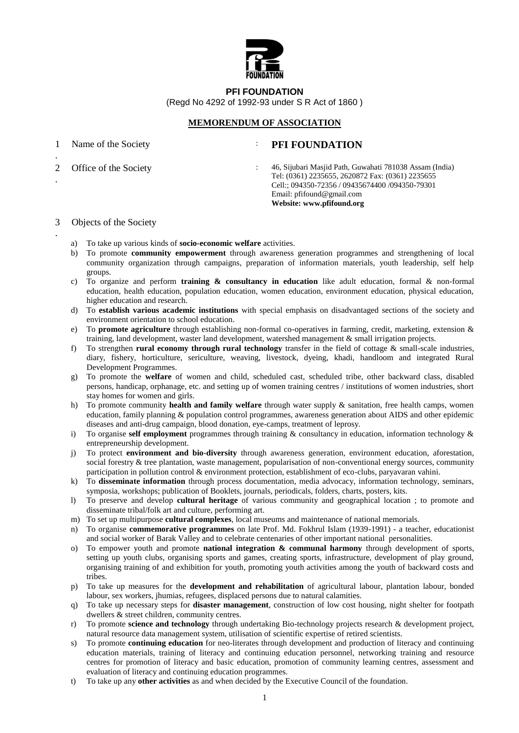**PFI FOUNDATION**

(Regd No 4292 of 1992-93 under S R Act of 1860 )

## MEMORENDUM OF ASSOCIATION

1. Name of the Society : **PFI FOUNDATION**

2. Office of the Society : 46, Sijubari Masjid Path, Guwahati 781038 Assam (India)
   Tel: (0361) 2235655, 2620872 Fax: (0361) 2235655
   Cell:; 094350-72356 / 09435674400 /094350-79301
   Email: pfifound@gmail.com
   **Website: www.pfifound.org**

3. Objects of the Society

   a) To take up various kinds of **socio-economic welfare** activities.
   b) To promote **community empowerment** through awareness generation programmes and strengthening of local community organization through campaigns, preparation of information materials, youth leadership, self help groups.
   c) To organize and perform **training & consultancy in education** like adult education, formal & non-formal education, health education, population education, women education, environment education, physical education, higher education and research.
   d) To **establish various academic institutions** with special emphasis on disadvantaged sections of the society and environment orientation to school education.
   e) To **promote agriculture** through establishing non-formal co-operatives in farming, credit, marketing, extension & training, land development, waster land development, watershed management & small irrigation projects.
   f) To strengthen **rural economy through rural technology** transfer in the field of cottage & small-scale industries, diary, fishery, horticulture, sericulture, weaving, livestock, dyeing, khadi, handloom and integrated Rural Development Programmes.
   g) To promote the **welfare** of women and child, scheduled cast, scheduled tribe, other backward class, disabled persons, handicap, orphanage, etc. and setting up of women training centres / institutions of women industries, short stay homes for women and girls.
   h) To promote community **health and family welfare** through water supply & sanitation, free health camps, women education, family planning & population control programmes, awareness generation about AIDS and other epidemic diseases and anti-drug campaign, blood donation, eye-camps, treatment of leprosy.
   i) To organise **self employment** programmes through training & consultancy in education, information technology & entrepreneurship development.
   j) To protect **environment and bio-diversity** through awareness generation, environment education, aforestation, social forestry & tree plantation, waste management, popularisation of non-conventional energy sources, community participation in pollution control & environment protection, establishment of eco-clubs, paryavaran vahini.
   k) To **disseminate information** through process documentation, media advocacy, information technology, seminars, symposia, workshops; publication of Booklets, journals, periodicals, folders, charts, posters, kits.
   l) To preserve and develop **cultural heritage** of various community and geographical location ; to promote and disseminate tribal/folk art and culture, performing art.
   m) To set up multipurpose **cultural complexes**, local museums and maintenance of national memorials.
   n) To organise **commemorative programmes** on late Prof. Md. Fokhrul Islam (1939-1991) - a teacher, educationist and social worker of Barak Valley and to celebrate centenaries of other important national personalities.
   o) To empower youth and promote **national integration & communal harmony** through development of sports, setting up youth clubs, organising sports and games, creating sports, infrastructure, development of play ground, organising training of and exhibition for youth, promoting youth activities among the youth of backward costs and tribes.
   p) To take up measures for the **development and rehabilitation** of agricultural labour, plantation labour, bonded labour, sex workers, jhumias, refugees, displaced persons due to natural calamities.
   q) To take up necessary steps for **disaster management**, construction of low cost housing, night shelter for footpath dwellers & street children, community centres.
   r) To promote **science and technology** through undertaking Bio-technology projects research & development project, natural resource data management system, utilisation of scientific expertise of retired scientists.
   s) To promote **continuing education** for neo-literates through development and production of literacy and continuing education materials, training of literacy and continuing education personnel, networking training and resource centres for promotion of literacy and basic education, promotion of community learning centres, assessment and evaluation of literacy and continuing education programmes.
   t) To take up any **other activities** as and when decided by the Executive Council of the foundation.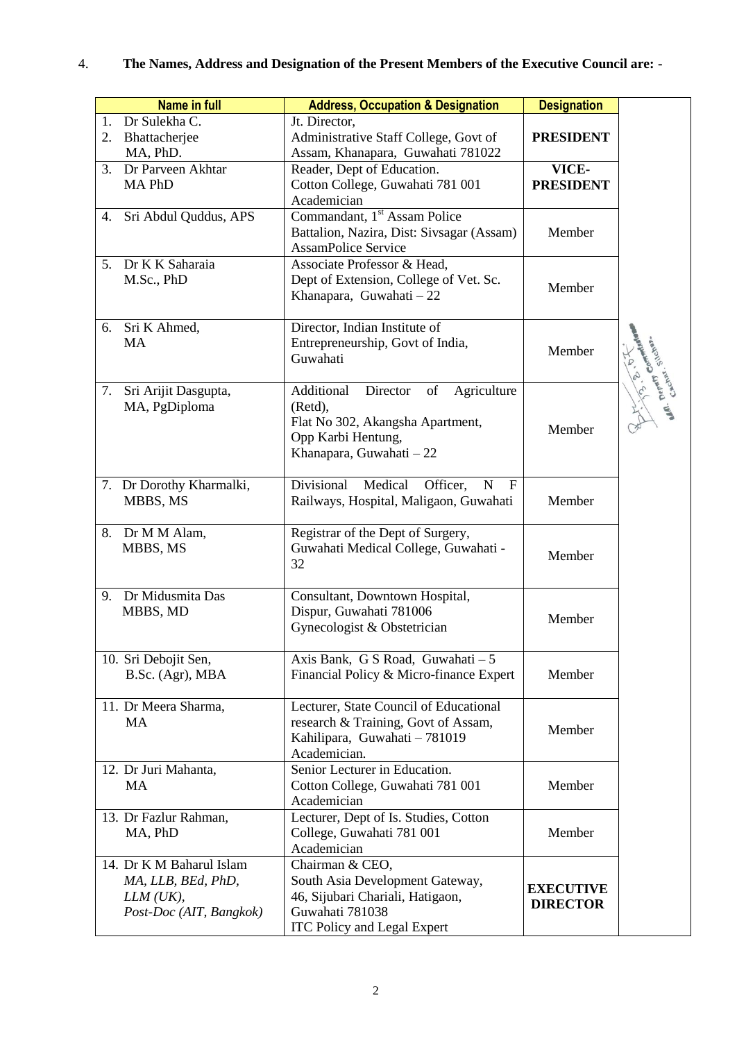4. **The Names, Address and Designation of the Present Members of the Executive Council are: -**

| Name in full | Address, Occupation & Designation | Designation | |
|---|---|---|---|
| 1. Dr Sulekha C.<br>2. Bhattacherjee<br>MA, PhD. | Jt. Director,<br>Administrative Staff College, Govt of Assam, Khanapara, Guwahati 781022 | **PRESIDENT** | |
| 3. Dr Parveen Akhtar<br>MA PhD | Reader, Dept of Education.<br>Cotton College, Guwahati 781 001<br>Academician | **VICE-PRESIDENT** | |
| 4. Sri Abdul Quddus, APS | Commandant, 1st Assam Police Battalion, Nazira, Dist: Sivsagar (Assam)<br>AssamPolice Service | Member | |
| 5. Dr K K Saharaia<br>M.Sc., PhD | Associate Professor & Head,<br>Dept of Extension, College of Vet. Sc.<br>Khanapara, Guwahati – 22 | Member | |
| 6. Sri K Ahmed,<br>MA | Director, Indian Institute of Entrepreneurship, Govt of India, Guwahati | Member | |
| 7. Sri Arijit Dasgupta,<br>MA, PgDiploma | Additional Director of Agriculture (Retd),<br>Flat No 302, Akangsha Apartment,<br>Opp Karbi Hentung,<br>Khanapara, Guwahati – 22 | Member | |
| 7. Dr Dorothy Kharmalki,<br>MBBS, MS | Divisional Medical Officer, N F Railways, Hospital, Maligaon, Guwahati | Member | |
| 8. Dr M M Alam,<br>MBBS, MS | Registrar of the Dept of Surgery,<br>Guwahati Medical College, Guwahati - 32 | Member | |
| 9. Dr Midusmita Das<br>MBBS, MD | Consultant, Downtown Hospital,<br>Dispur, Guwahati 781006<br>Gynecologist & Obstetrician | Member | |
| 10. Sri Debojit Sen,<br>B.Sc. (Agr), MBA | Axis Bank, G S Road, Guwahati – 5<br>Financial Policy & Micro-finance Expert | Member | |
| 11. Dr Meera Sharma,<br>MA | Lecturer, State Council of Educational research & Training, Govt of Assam,<br>Kahilipara, Guwahati – 781019<br>Academician. | Member | |
| 12. Dr Juri Mahanta,<br>MA | Senior Lecturer in Education.<br>Cotton College, Guwahati 781 001<br>Academician | Member | |
| 13. Dr Fazlur Rahman,<br>MA, PhD | Lecturer, Dept of Is. Studies, Cotton College, Guwahati 781 001<br>Academician | Member | |
| 14. Dr K M Baharul Islam<br>*MA, LLB, BEd, PhD, LLM (UK), Post-Doc (AIT, Bangkok)* | Chairman & CEO,<br>South Asia Development Gateway,<br>46, Sijubari Chariali, Hatigaon,<br>Guwahati 781038<br>ITC Policy and Legal Expert | **EXECUTIVE DIRECTOR** | |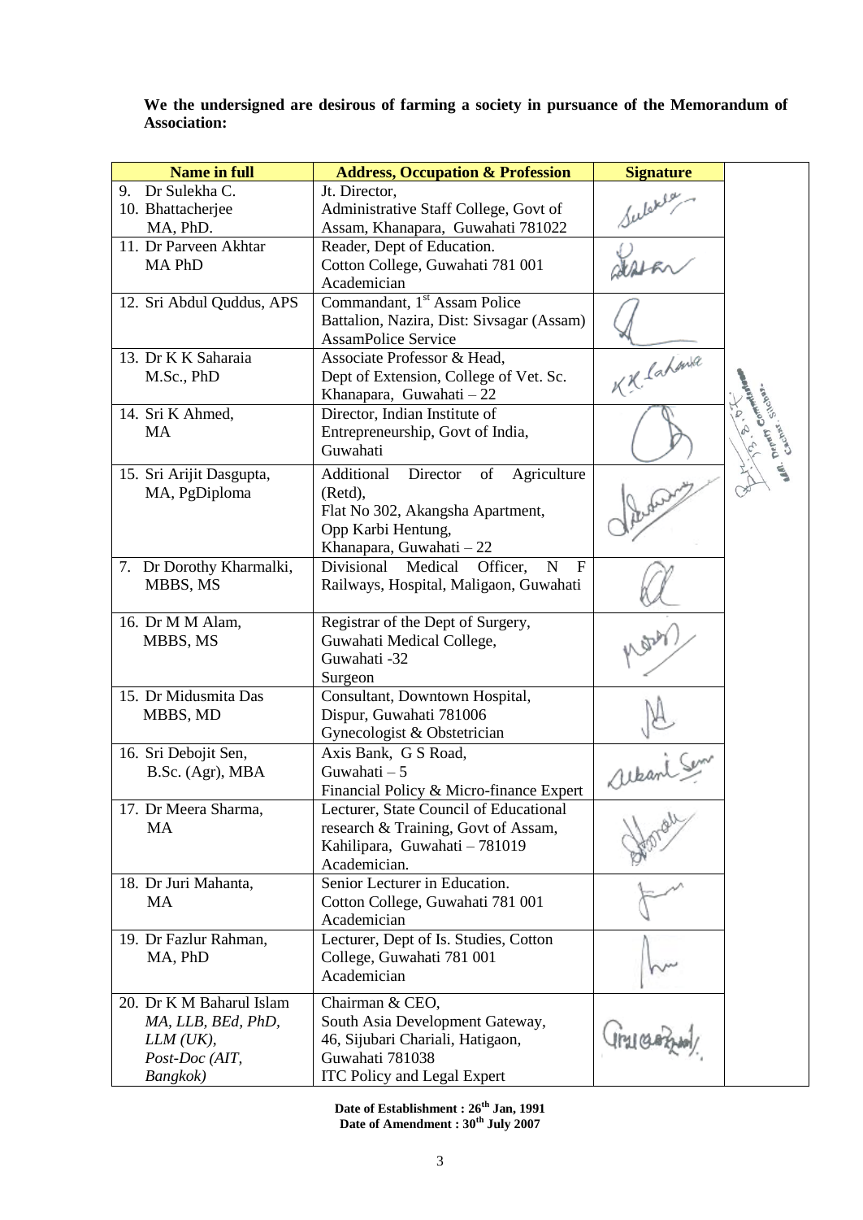**We the undersigned are desirous of farming a society in pursuance of the Memorandum of Association:**

| Name in full | Address, Occupation & Profession | Signature | |
|---|---|---|---|
| 9. Dr Sulekha C. 10. Bhattacherjee MA, PhD. | Jt. Director, Administrative Staff College, Govt of Assam, Khanapara, Guwahati 781022 | Sulekha | |
| 11. Dr Parveen Akhtar MA PhD | Reader, Dept of Education. Cotton College, Guwahati 781 001 Academician | | |
| 12. Sri Abdul Quddus, APS | Commandant, 1st Assam Police Battalion, Nazira, Dist: Sivsagar (Assam) AssamPolice Service | | |
| 13. Dr K K Saharaia M.Sc., PhD | Associate Professor & Head, Dept of Extension, College of Vet. Sc. Khanapara, Guwahati – 22 | K K Saharia | |
| 14. Sri K Ahmed, MA | Director, Indian Institute of Entrepreneurship, Govt of India, Guwahati | | |
| 15. Sri Arijit Dasgupta, MA, PgDiploma | Additional Director of Agriculture (Retd), Flat No 302, Akangsha Apartment, Opp Karbi Hentung, Khanapara, Guwahati – 22 | | |
| 7. Dr Dorothy Kharmalki, MBBS, MS | Divisional Medical Officer, N F Railways, Hospital, Maligaon, Guwahati | | |
| 16. Dr M M Alam, MBBS, MS | Registrar of the Dept of Surgery, Guwahati Medical College, Guwahati -32 Surgeon | | |
| 15. Dr Midusmita Das MBBS, MD | Consultant, Downtown Hospital, Dispur, Guwahati 781006 Gynecologist & Obstetrician | | |
| 16. Sri Debojit Sen, B.Sc. (Agr), MBA | Axis Bank, G S Road, Guwahati – 5 Financial Policy & Micro-finance Expert | | |
| 17. Dr Meera Sharma, MA | Lecturer, State Council of Educational research & Training, Govt of Assam, Kahilipara, Guwahati – 781019 Academician. | | |
| 18. Dr Juri Mahanta, MA | Senior Lecturer in Education. Cotton College, Guwahati 781 001 Academician | | |
| 19. Dr Fazlur Rahman, MA, PhD | Lecturer, Dept of Is. Studies, Cotton College, Guwahati 781 001 Academician | | |
| 20. Dr K M Baharul Islam *MA, LLB, BEd, PhD, LLM (UK), Post-Doc (AIT, Bangkok)* | Chairman & CEO, South Asia Development Gateway, 46, Sijubari Chariali, Hatigaon, Guwahati 781038 ITC Policy and Legal Expert | | |

**Date of Establishment : 26th Jan, 1991**
**Date of Amendment : 30th July 2007**